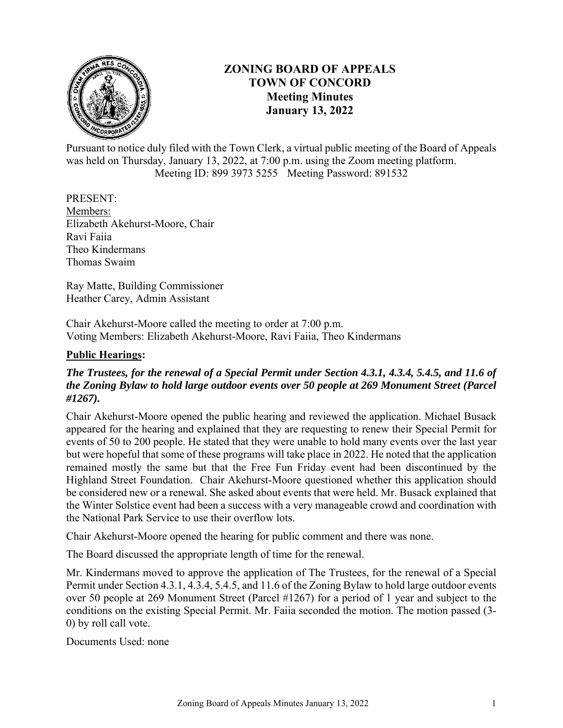# ZONING BOARD OF APPEALS
# TOWN OF CONCORD
## Meeting Minutes
## January 13, 2022

Pursuant to notice duly filed with the Town Clerk, a virtual public meeting of the Board of Appeals was held on Thursday, January 13, 2022, at 7:00 p.m. using the Zoom meeting platform.
Meeting ID: 899 3973 5255 Meeting Password: 891532

PRESENT:
Members:
Elizabeth Akehurst-Moore, Chair
Ravi Faiia
Theo Kindermans
Thomas Swaim

Ray Matte, Building Commissioner
Heather Carey, Admin Assistant

Chair Akehurst-Moore called the meeting to order at 7:00 p.m.
Voting Members: Elizabeth Akehurst-Moore, Ravi Faiia, Theo Kindermans

**Public Hearings:**

***The Trustees, for the renewal of a Special Permit under Section 4.3.1, 4.3.4, 5.4.5, and 11.6 of the Zoning Bylaw to hold large outdoor events over 50 people at 269 Monument Street (Parcel #1267).***

Chair Akehurst-Moore opened the public hearing and reviewed the application. Michael Busack appeared for the hearing and explained that they are requesting to renew their Special Permit for events of 50 to 200 people. He stated that they were unable to hold many events over the last year but were hopeful that some of these programs will take place in 2022. He noted that the application remained mostly the same but that the Free Fun Friday event had been discontinued by the Highland Street Foundation. Chair Akehurst-Moore questioned whether this application should be considered new or a renewal. She asked about events that were held. Mr. Busack explained that the Winter Solstice event had been a success with a very manageable crowd and coordination with the National Park Service to use their overflow lots.

Chair Akehurst-Moore opened the hearing for public comment and there was none.

The Board discussed the appropriate length of time for the renewal.

Mr. Kindermans moved to approve the application of The Trustees, for the renewal of a Special Permit under Section 4.3.1, 4.3.4, 5.4.5, and 11.6 of the Zoning Bylaw to hold large outdoor events over 50 people at 269 Monument Street (Parcel #1267) for a period of 1 year and subject to the conditions on the existing Special Permit. Mr. Faiia seconded the motion. The motion passed (3-0) by roll call vote.

Documents Used: none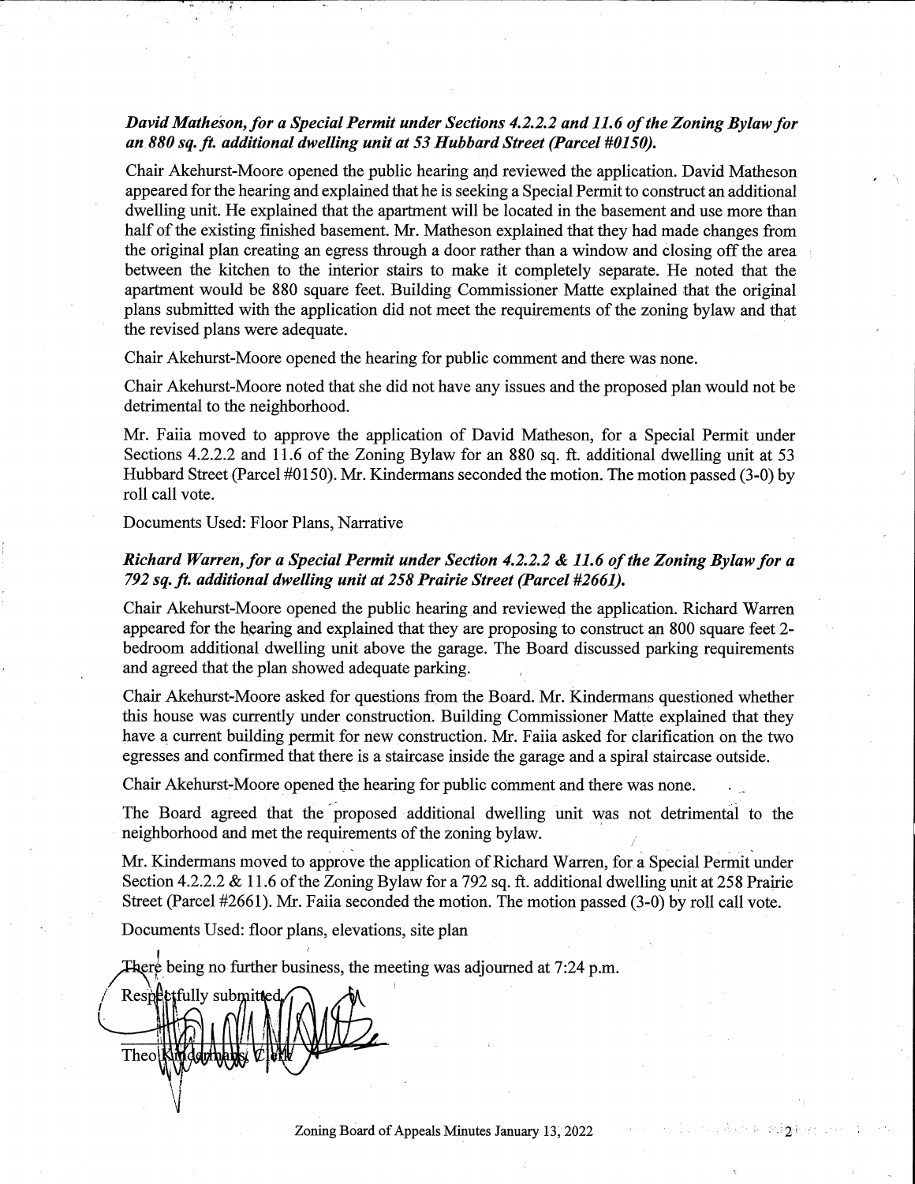***David Matheson, for a Special Permit under Sections 4.2.2.2 and 11.6 of the Zoning Bylaw for an 880 sq. ft. additional dwelling unit at 53 Hubbard Street (Parcel #0150).***

Chair Akehurst-Moore opened the public hearing and reviewed the application. David Matheson appeared for the hearing and explained that he is seeking a Special Permit to construct an additional dwelling unit. He explained that the apartment will be located in the basement and use more than half of the existing finished basement. Mr. Matheson explained that they had made changes from the original plan creating an egress through a door rather than a window and closing off the area between the kitchen to the interior stairs to make it completely separate. He noted that the apartment would be 880 square feet. Building Commissioner Matte explained that the original plans submitted with the application did not meet the requirements of the zoning bylaw and that the revised plans were adequate.

Chair Akehurst-Moore opened the hearing for public comment and there was none.

Chair Akehurst-Moore noted that she did not have any issues and the proposed plan would not be detrimental to the neighborhood.

Mr. Faiia moved to approve the application of David Matheson, for a Special Permit under Sections 4.2.2.2 and 11.6 of the Zoning Bylaw for an 880 sq. ft. additional dwelling unit at 53 Hubbard Street (Parcel #0150). Mr. Kindermans seconded the motion. The motion passed (3-0) by roll call vote.

Documents Used: Floor Plans, Narrative

***Richard Warren, for a Special Permit under Section 4.2.2.2 & 11.6 of the Zoning Bylaw for a 792 sq. ft. additional dwelling unit at 258 Prairie Street (Parcel #2661).***

Chair Akehurst-Moore opened the public hearing and reviewed the application. Richard Warren appeared for the hearing and explained that they are proposing to construct an 800 square feet 2-bedroom additional dwelling unit above the garage. The Board discussed parking requirements and agreed that the plan showed adequate parking.

Chair Akehurst-Moore asked for questions from the Board. Mr. Kindermans questioned whether this house was currently under construction. Building Commissioner Matte explained that they have a current building permit for new construction. Mr. Faiia asked for clarification on the two egresses and confirmed that there is a staircase inside the garage and a spiral staircase outside.

Chair Akehurst-Moore opened the hearing for public comment and there was none.

The Board agreed that the proposed additional dwelling unit was not detrimental to the neighborhood and met the requirements of the zoning bylaw.

Mr. Kindermans moved to approve the application of Richard Warren, for a Special Permit under Section 4.2.2.2 & 11.6 of the Zoning Bylaw for a 792 sq. ft. additional dwelling unit at 258 Prairie Street (Parcel #2661). Mr. Faiia seconded the motion. The motion passed (3-0) by roll call vote.

Documents Used: floor plans, elevations, site plan

There being no further business, the meeting was adjourned at 7:24 p.m.

Respectfully submitted,

Theo Kindermans, Clerk